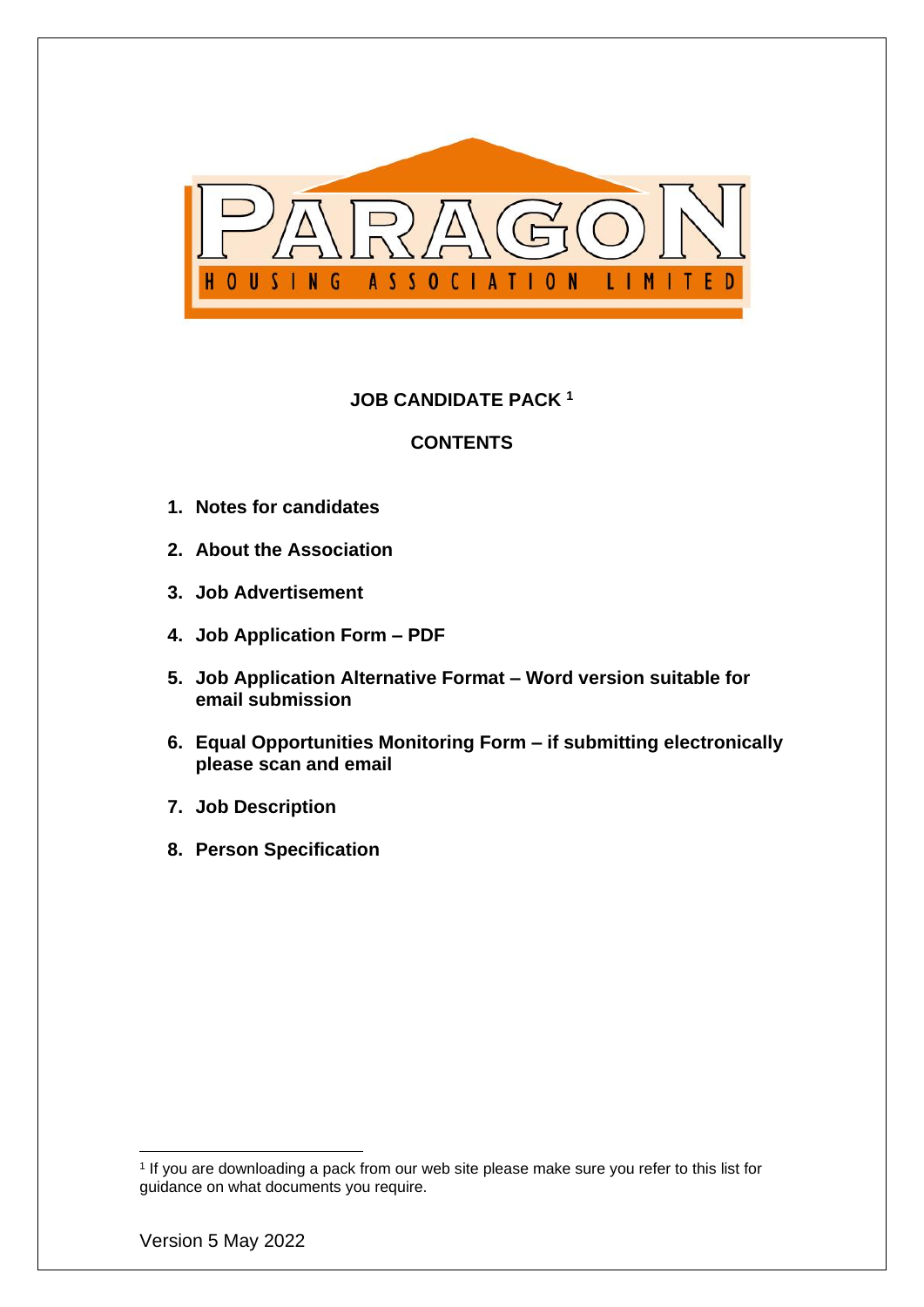PARAGON

HOUSING ASSOCIATION LIMITED

**JOB CANDIDATE PACK [1]**

**CONTENTS**

1. **Notes for candidates**
2. **About the Association**
3. **Job Advertisement**
4. **Job Application Form – PDF**
5. **Job Application Alternative Format – Word version suitable for email submission**
6. **Equal Opportunities Monitoring Form – if submitting electronically please scan and email**
7. **Job Description**
8. **Person Specification**

[1] If you are downloading a pack from our web site please make sure you refer to this list for guidance on what documents you require.

Version 5 May 2022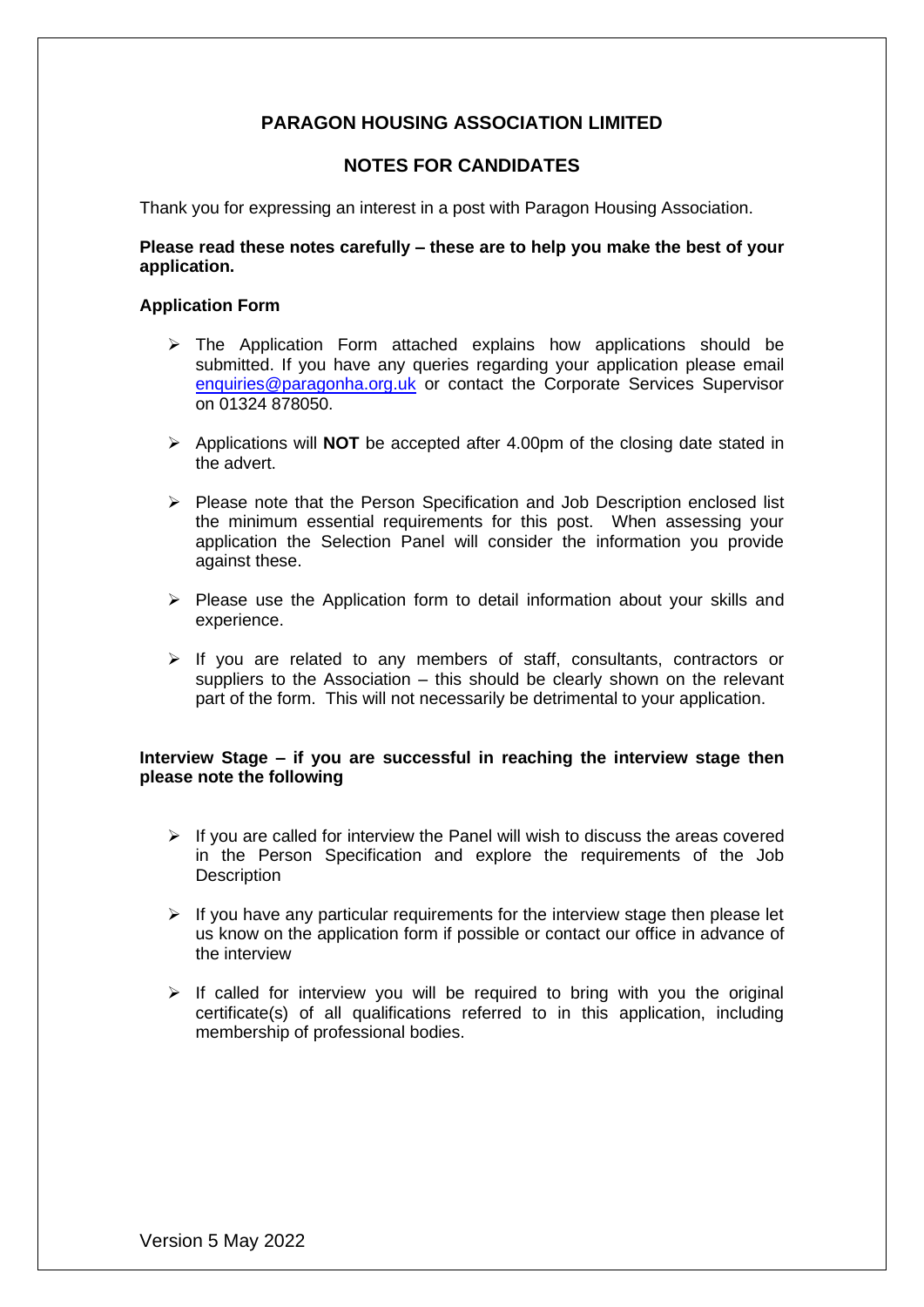## PARAGON HOUSING ASSOCIATION LIMITED

## NOTES FOR CANDIDATES

Thank you for expressing an interest in a post with Paragon Housing Association.

**Please read these notes carefully – these are to help you make the best of your application.**

**Application Form**

- The Application Form attached explains how applications should be submitted. If you have any queries regarding your application please email enquiries@paragonha.org.uk or contact the Corporate Services Supervisor on 01324 878050.
- Applications will **NOT** be accepted after 4.00pm of the closing date stated in the advert.
- Please note that the Person Specification and Job Description enclosed list the minimum essential requirements for this post. When assessing your application the Selection Panel will consider the information you provide against these.
- Please use the Application form to detail information about your skills and experience.
- If you are related to any members of staff, consultants, contractors or suppliers to the Association – this should be clearly shown on the relevant part of the form. This will not necessarily be detrimental to your application.

**Interview Stage – if you are successful in reaching the interview stage then please note the following**

- If you are called for interview the Panel will wish to discuss the areas covered in the Person Specification and explore the requirements of the Job Description
- If you have any particular requirements for the interview stage then please let us know on the application form if possible or contact our office in advance of the interview
- If called for interview you will be required to bring with you the original certificate(s) of all qualifications referred to in this application, including membership of professional bodies.

Version 5 May 2022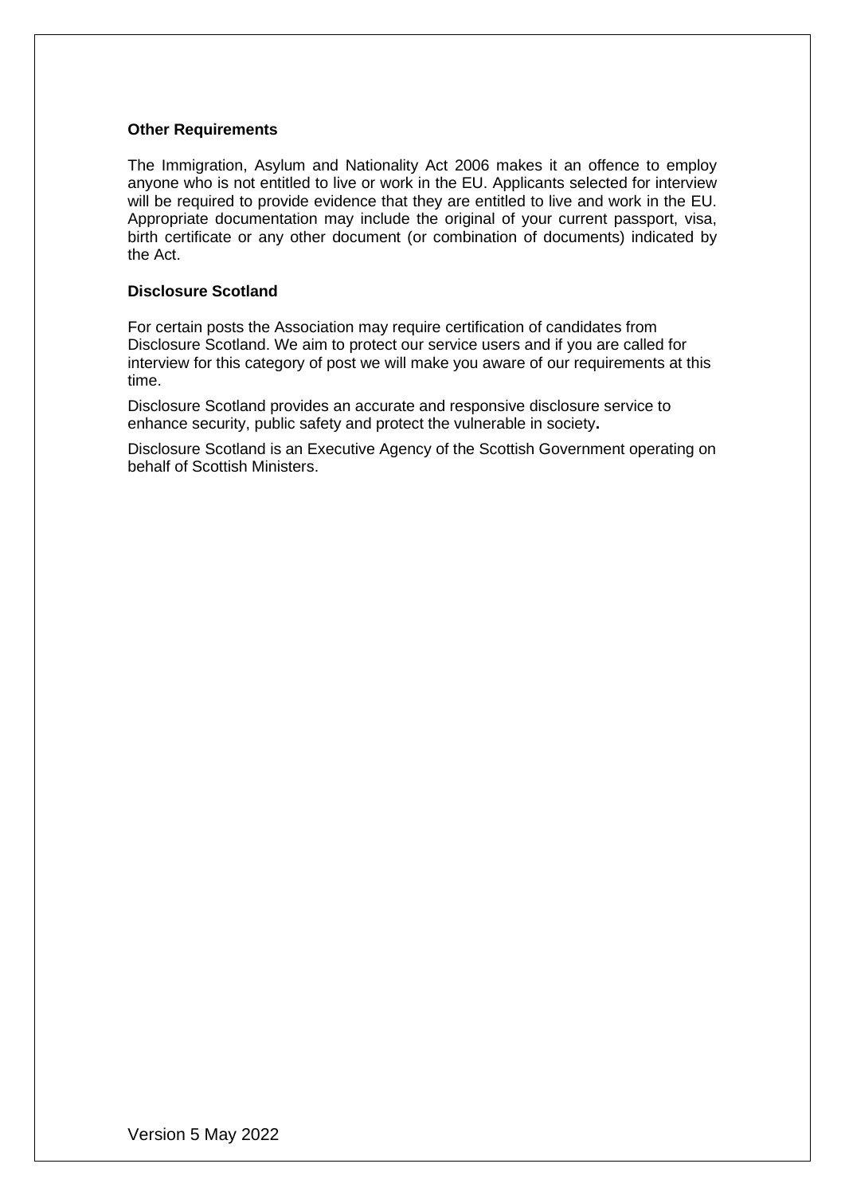**Other Requirements**

The Immigration, Asylum and Nationality Act 2006 makes it an offence to employ anyone who is not entitled to live or work in the EU. Applicants selected for interview will be required to provide evidence that they are entitled to live and work in the EU. Appropriate documentation may include the original of your current passport, visa, birth certificate or any other document (or combination of documents) indicated by the Act.

**Disclosure Scotland**

For certain posts the Association may require certification of candidates from Disclosure Scotland. We aim to protect our service users and if you are called for interview for this category of post we will make you aware of our requirements at this time.

Disclosure Scotland provides an accurate and responsive disclosure service to enhance security, public safety and protect the vulnerable in society.

Disclosure Scotland is an Executive Agency of the Scottish Government operating on behalf of Scottish Ministers.

Version 5 May 2022